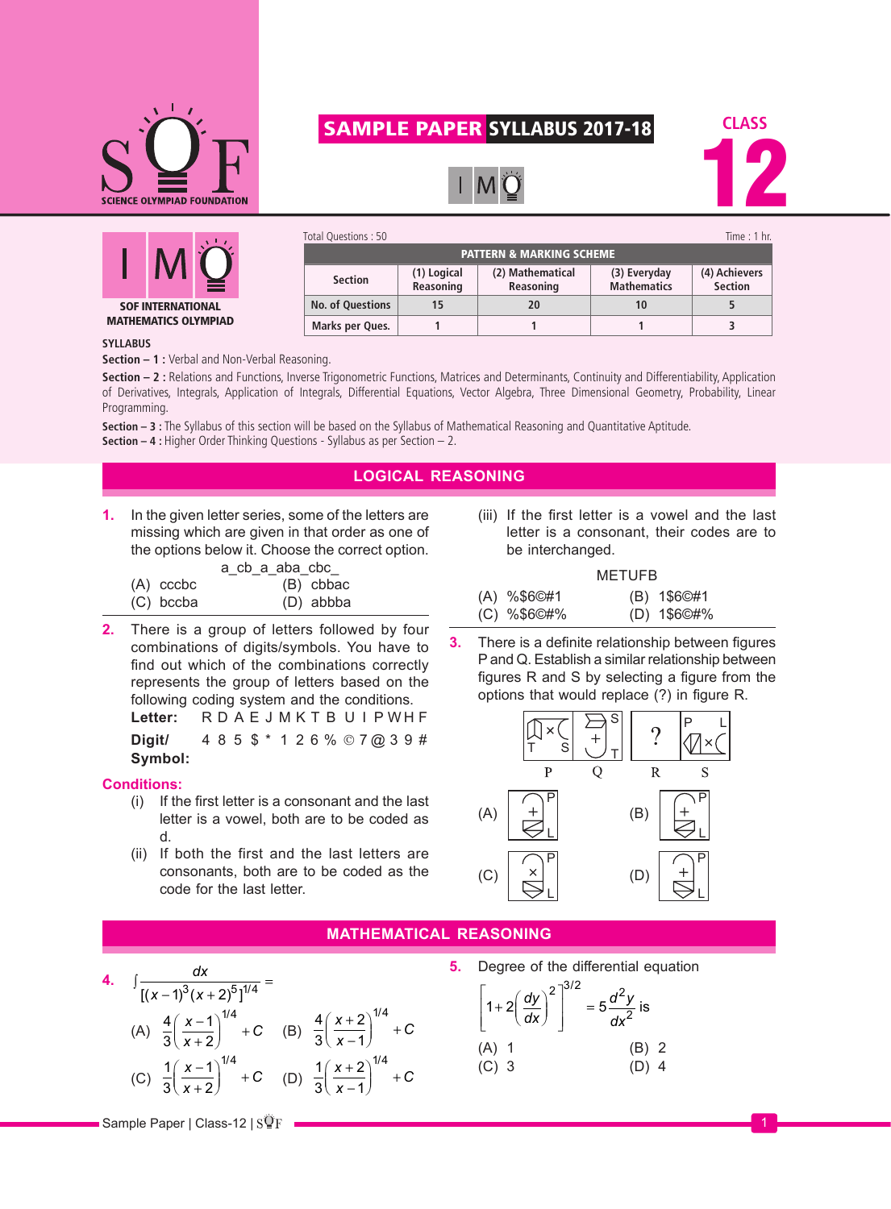# SAMPLE PAPER SYLLABUS 2017-18

CLASS 12

IMO

SOF INTERNATIONAL MATHEMATICS OLYMPIAD

Total Questions : 50 — Time : 1 hr.

| PATTERN & MARKING SCHEME | | | | |
|---|---|---|---|---|
| Section | (1) Logical Reasoning | (2) Mathematical Reasoning | (3) Everyday Mathematics | (4) Achievers Section |
| No. of Questions | 15 | 20 | 10 | 5 |
| Marks per Ques. | 1 | 1 | 1 | 3 |

**SYLLABUS**

**Section – 1 :** Verbal and Non-Verbal Reasoning.

**Section – 2 :** Relations and Functions, Inverse Trigonometric Functions, Matrices and Determinants, Continuity and Differentiability, Application of Derivatives, Integrals, Application of Integrals, Differential Equations, Vector Algebra, Three Dimensional Geometry, Probability, Linear Programming.

**Section – 3 :** The Syllabus of this section will be based on the Syllabus of Mathematical Reasoning and Quantitative Aptitude.

**Section – 4 :** Higher Order Thinking Questions - Syllabus as per Section – 2.

## LOGICAL REASONING

**1.** In the given letter series, some of the letters are missing which are given in that order as one of the options below it. Choose the correct option.

a_cb_a_aba_cbc_

(A) cccbc (B) cbbac
(C) bccba (D) abbba

**2.** There is a group of letters followed by four combinations of digits/symbols. You have to find out which of the combinations correctly represents the group of letters based on the following coding system and the conditions.

| Letter: | R | D | A | E | J | M | K | T | B | U | I | P | W | H | F |
|---|---|---|---|---|---|---|---|---|---|---|---|---|---|---|---|
| Digit/Symbol: | 4 | 8 | 5 | $ | * | 1 | 2 | 6 | % | © | 7 | @ | 3 | 9 | # |

**Conditions:**

(i) If the first letter is a consonant and the last letter is a vowel, both are to be coded as d.

(ii) If both the first and the last letters are consonants, both are to be coded as the code for the last letter.

(iii) If the first letter is a vowel and the last letter is a consonant, their codes are to be interchanged.

METUFB

(A) %$6©#1 (B) 1$6©#1
(C) %$6©#% (D) 1$6©#%

**3.** There is a definite relationship between figures P and Q. Establish a similar relationship between figures R and S by selecting a figure from the options that would replace (?) in figure R.

(A) (B) (C) (D)

## MATHEMATICAL REASONING

**4.** $\int \frac{dx}{[(x-1)^3(x+2)^5]^{1/4}} =$

(A) $\frac{4}{3}\left(\frac{x-1}{x+2}\right)^{1/4}+C$ (B) $\frac{4}{3}\left(\frac{x+2}{x-1}\right)^{1/4}+C$

(C) $\frac{1}{3}\left(\frac{x-1}{x+2}\right)^{1/4}+C$ (D) $\frac{1}{3}\left(\frac{x+2}{x-1}\right)^{1/4}+C$

**5.** Degree of the differential equation

$$\left[1+2\left(\frac{dy}{dx}\right)^2\right]^{3/2} = 5\frac{d^2y}{dx^2} \text{ is}$$

(A) 1 (B) 2
(C) 3 (D) 4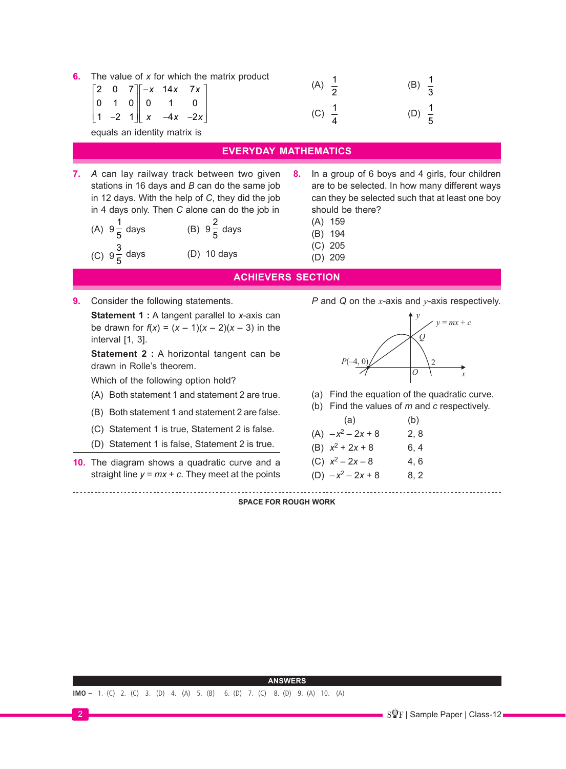**6.** The value of $x$ for which the matrix product

$$\begin{bmatrix} 2 & 0 & 7 \\ 0 & 1 & 0 \\ 1 & -2 & 1 \end{bmatrix}\begin{bmatrix} -x & 14x & 7x \\ 0 & 1 & 0 \\ x & -4x & -2x \end{bmatrix}$$

equals an identity matrix is

(A) $\frac{1}{2}$ (B) $\frac{1}{3}$

(C) $\frac{1}{4}$ (D) $\frac{1}{5}$

## EVERYDAY MATHEMATICS

**7.** *A* can lay railway track between two given stations in 16 days and *B* can do the same job in 12 days. With the help of *C*, they did the job in 4 days only. Then *C* alone can do the job in

(A) $9\frac{1}{5}$ days (B) $9\frac{2}{5}$ days

(C) $9\frac{3}{5}$ days (D) 10 days

**8.** In a group of 6 boys and 4 girls, four children are to be selected. In how many different ways can they be selected such that at least one boy should be there?

(A) 159
(B) 194
(C) 205
(D) 209

## ACHIEVERS SECTION

**9.** Consider the following statements.

**Statement 1 :** A tangent parallel to $x$-axis can be drawn for $f(x) = (x - 1)(x - 2)(x - 3)$ in the interval [1, 3].

**Statement 2 :** A horizontal tangent can be drawn in Rolle's theorem.

Which of the following option hold?

(A) Both statement 1 and statement 2 are true.

(B) Both statement 1 and statement 2 are false.

(C) Statement 1 is true, Statement 2 is false.

(D) Statement 1 is false, Statement 2 is true.

**10.** The diagram shows a quadratic curve and a straight line $y = mx + c$. They meet at the points $P$ and $Q$ on the $x$-axis and $y$-axis respectively.

y
$y = mx + c$
Q
P(–4, 0)
2
O
x

(a) Find the equation of the quadratic curve.
(b) Find the values of $m$ and $c$ respectively.

| | (a) | (b) |
|---|---|---|
| (A) | $-x^2 - 2x + 8$ | 2, 8 |
| (B) | $x^2 + 2x + 8$ | 6, 4 |
| (C) | $x^2 - 2x - 8$ | 4, 6 |
| (D) | $-x^2 - 2x + 8$ | 8, 2 |

SPACE FOR ROUGH WORK

**ANSWERS**

IMO – 1. (C) 2. (C) 3. (D) 4. (A) 5. (B) 6. (D) 7. (C) 8. (D) 9. (A) 10. (A)